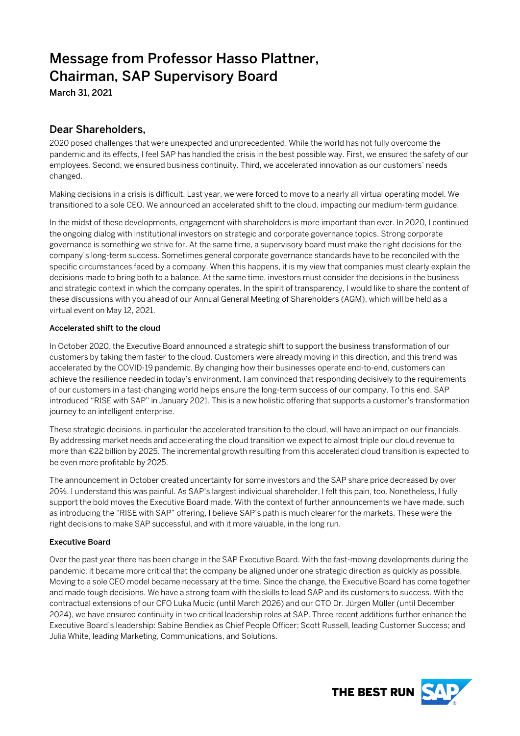# Message from Professor Hasso Plattner, Chairman, SAP Supervisory Board

March 31, 2021

## Dear Shareholders,

2020 posed challenges that were unexpected and unprecedented. While the world has not fully overcome the pandemic and its effects, I feel SAP has handled the crisis in the best possible way. First, we ensured the safety of our employees. Second, we ensured business continuity. Third, we accelerated innovation as our customers' needs changed.

Making decisions in a crisis is difficult. Last year, we were forced to move to a nearly all virtual operating model. We transitioned to a sole CEO. We announced an accelerated shift to the cloud, impacting our medium-term guidance.

In the midst of these developments, engagement with shareholders is more important than ever. In 2020, I continued the ongoing dialog with institutional investors on strategic and corporate governance topics. Strong corporate governance is something we strive for. At the same time, a supervisory board must make the right decisions for the company's long-term success. Sometimes general corporate governance standards have to be reconciled with the specific circumstances faced by a company. When this happens, it is my view that companies must clearly explain the decisions made to bring both to a balance. At the same time, investors must consider the decisions in the business and strategic context in which the company operates. In the spirit of transparency, I would like to share the content of these discussions with you ahead of our Annual General Meeting of Shareholders (AGM), which will be held as a virtual event on May 12, 2021.

### Accelerated shift to the cloud

In October 2020, the Executive Board announced a strategic shift to support the business transformation of our customers by taking them faster to the cloud. Customers were already moving in this direction, and this trend was accelerated by the COVID-19 pandemic. By changing how their businesses operate end-to-end, customers can achieve the resilience needed in today's environment. I am convinced that responding decisively to the requirements of our customers in a fast-changing world helps ensure the long-term success of our company. To this end, SAP introduced "RISE with SAP" in January 2021. This is a new holistic offering that supports a customer's transformation journey to an intelligent enterprise.

These strategic decisions, in particular the accelerated transition to the cloud, will have an impact on our financials. By addressing market needs and accelerating the cloud transition we expect to almost triple our cloud revenue to more than €22 billion by 2025. The incremental growth resulting from this accelerated cloud transition is expected to be even more profitable by 2025.

The announcement in October created uncertainty for some investors and the SAP share price decreased by over 20%. I understand this was painful. As SAP's largest individual shareholder, I felt this pain, too. Nonetheless, I fully support the bold moves the Executive Board made. With the context of further announcements we have made, such as introducing the "RISE with SAP" offering, I believe SAP's path is much clearer for the markets. These were the right decisions to make SAP successful, and with it more valuable, in the long run.

### Executive Board

Over the past year there has been change in the SAP Executive Board. With the fast-moving developments during the pandemic, it became more critical that the company be aligned under one strategic direction as quickly as possible. Moving to a sole CEO model became necessary at the time. Since the change, the Executive Board has come together and made tough decisions. We have a strong team with the skills to lead SAP and its customers to success. With the contractual extensions of our CFO Luka Mucic (until March 2026) and our CTO Dr. Jürgen Müller (until December 2024), we have ensured continuity in two critical leadership roles at SAP. Three recent additions further enhance the Executive Board's leadership: Sabine Bendiek as Chief People Officer; Scott Russell, leading Customer Success; and Julia White, leading Marketing, Communications, and Solutions.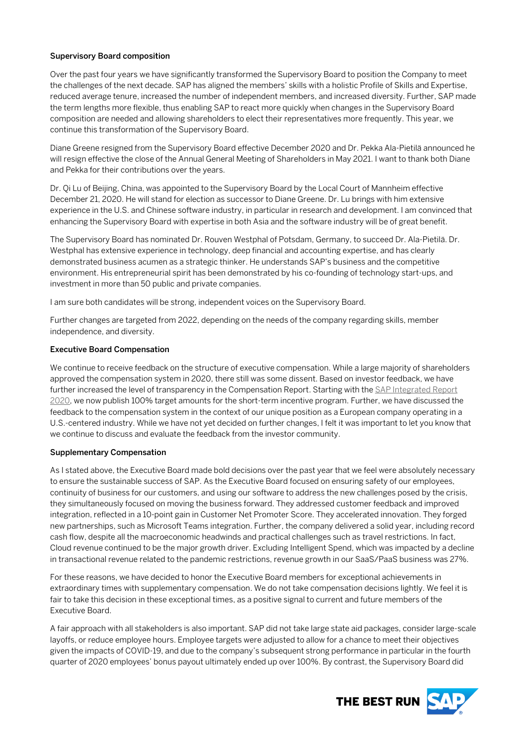**Supervisory Board composition**

Over the past four years we have significantly transformed the Supervisory Board to position the Company to meet the challenges of the next decade. SAP has aligned the members' skills with a holistic Profile of Skills and Expertise, reduced average tenure, increased the number of independent members, and increased diversity. Further, SAP made the term lengths more flexible, thus enabling SAP to react more quickly when changes in the Supervisory Board composition are needed and allowing shareholders to elect their representatives more frequently. This year, we continue this transformation of the Supervisory Board.

Diane Greene resigned from the Supervisory Board effective December 2020 and Dr. Pekka Ala-Pietilä announced he will resign effective the close of the Annual General Meeting of Shareholders in May 2021. I want to thank both Diane and Pekka for their contributions over the years.

Dr. Qi Lu of Beijing, China, was appointed to the Supervisory Board by the Local Court of Mannheim effective December 21, 2020. He will stand for election as successor to Diane Greene. Dr. Lu brings with him extensive experience in the U.S. and Chinese software industry, in particular in research and development. I am convinced that enhancing the Supervisory Board with expertise in both Asia and the software industry will be of great benefit.

The Supervisory Board has nominated Dr. Rouven Westphal of Potsdam, Germany, to succeed Dr. Ala-Pietilä. Dr. Westphal has extensive experience in technology, deep financial and accounting expertise, and has clearly demonstrated business acumen as a strategic thinker. He understands SAP's business and the competitive environment. His entrepreneurial spirit has been demonstrated by his co-founding of technology start-ups, and investment in more than 50 public and private companies.

I am sure both candidates will be strong, independent voices on the Supervisory Board.

Further changes are targeted from 2022, depending on the needs of the company regarding skills, member independence, and diversity.

**Executive Board Compensation**

We continue to receive feedback on the structure of executive compensation. While a large majority of shareholders approved the compensation system in 2020, there still was some dissent. Based on investor feedback, we have further increased the level of transparency in the Compensation Report. Starting with the SAP Integrated Report 2020, we now publish 100% target amounts for the short-term incentive program. Further, we have discussed the feedback to the compensation system in the context of our unique position as a European company operating in a U.S.-centered industry. While we have not yet decided on further changes, I felt it was important to let you know that we continue to discuss and evaluate the feedback from the investor community.

**Supplementary Compensation**

As I stated above, the Executive Board made bold decisions over the past year that we feel were absolutely necessary to ensure the sustainable success of SAP. As the Executive Board focused on ensuring safety of our employees, continuity of business for our customers, and using our software to address the new challenges posed by the crisis, they simultaneously focused on moving the business forward. They addressed customer feedback and improved integration, reflected in a 10-point gain in Customer Net Promoter Score. They accelerated innovation. They forged new partnerships, such as Microsoft Teams integration. Further, the company delivered a solid year, including record cash flow, despite all the macroeconomic headwinds and practical challenges such as travel restrictions. In fact, Cloud revenue continued to be the major growth driver. Excluding Intelligent Spend, which was impacted by a decline in transactional revenue related to the pandemic restrictions, revenue growth in our SaaS/PaaS business was 27%.

For these reasons, we have decided to honor the Executive Board members for exceptional achievements in extraordinary times with supplementary compensation. We do not take compensation decisions lightly. We feel it is fair to take this decision in these exceptional times, as a positive signal to current and future members of the Executive Board.

A fair approach with all stakeholders is also important. SAP did not take large state aid packages, consider large-scale layoffs, or reduce employee hours. Employee targets were adjusted to allow for a chance to meet their objectives given the impacts of COVID-19, and due to the company's subsequent strong performance in particular in the fourth quarter of 2020 employees' bonus payout ultimately ended up over 100%. By contrast, the Supervisory Board did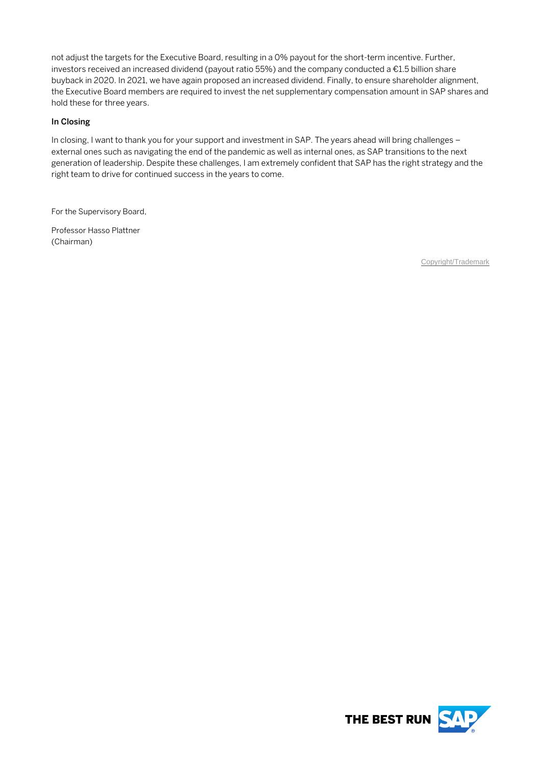not adjust the targets for the Executive Board, resulting in a 0% payout for the short-term incentive. Further, investors received an increased dividend (payout ratio 55%) and the company conducted a €1.5 billion share buyback in 2020. In 2021, we have again proposed an increased dividend. Finally, to ensure shareholder alignment, the Executive Board members are required to invest the net supplementary compensation amount in SAP shares and hold these for three years.

### In Closing

In closing, I want to thank you for your support and investment in SAP. The years ahead will bring challenges – external ones such as navigating the end of the pandemic as well as internal ones, as SAP transitions to the next generation of leadership. Despite these challenges, I am extremely confident that SAP has the right strategy and the right team to drive for continued success in the years to come.

For the Supervisory Board,

Professor Hasso Plattner
(Chairman)

Copyright/Trademark

THE BEST RUN SAP